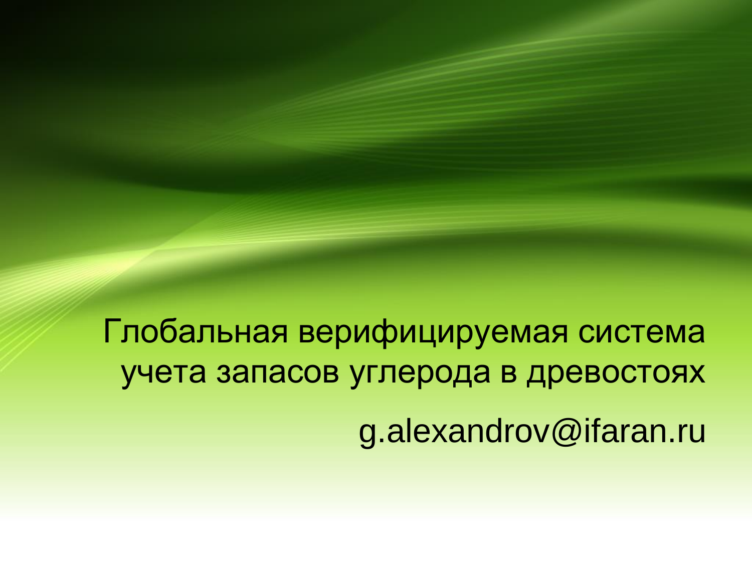# Глобальная верифицируемая система учета запасов углерода в древостоях

g.alexandrov@ifaran.ru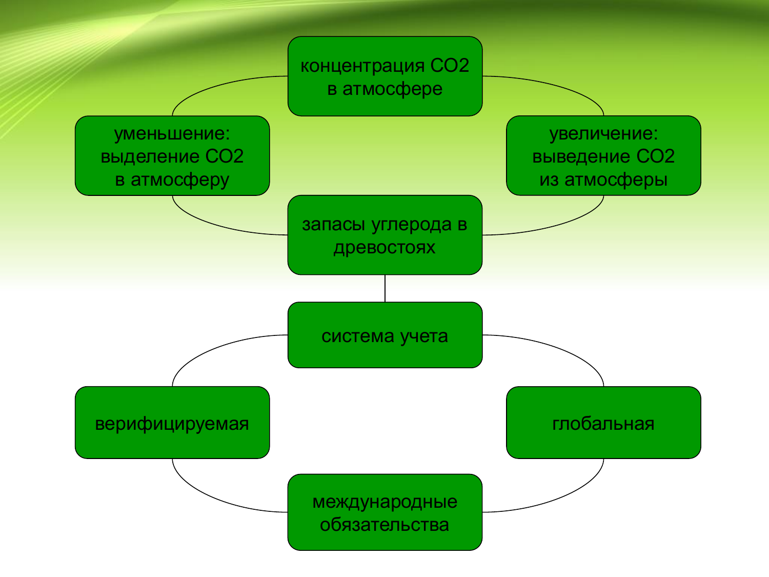концентрация $CO_2$ в атмосфере

уменьшение: выделение $CO_2$ в атмосферу

увеличение: выведение $CO_2$ из атмосферы

запасы углерода в древостоях

система учета

верифицируемая

глобальная

международные обязательства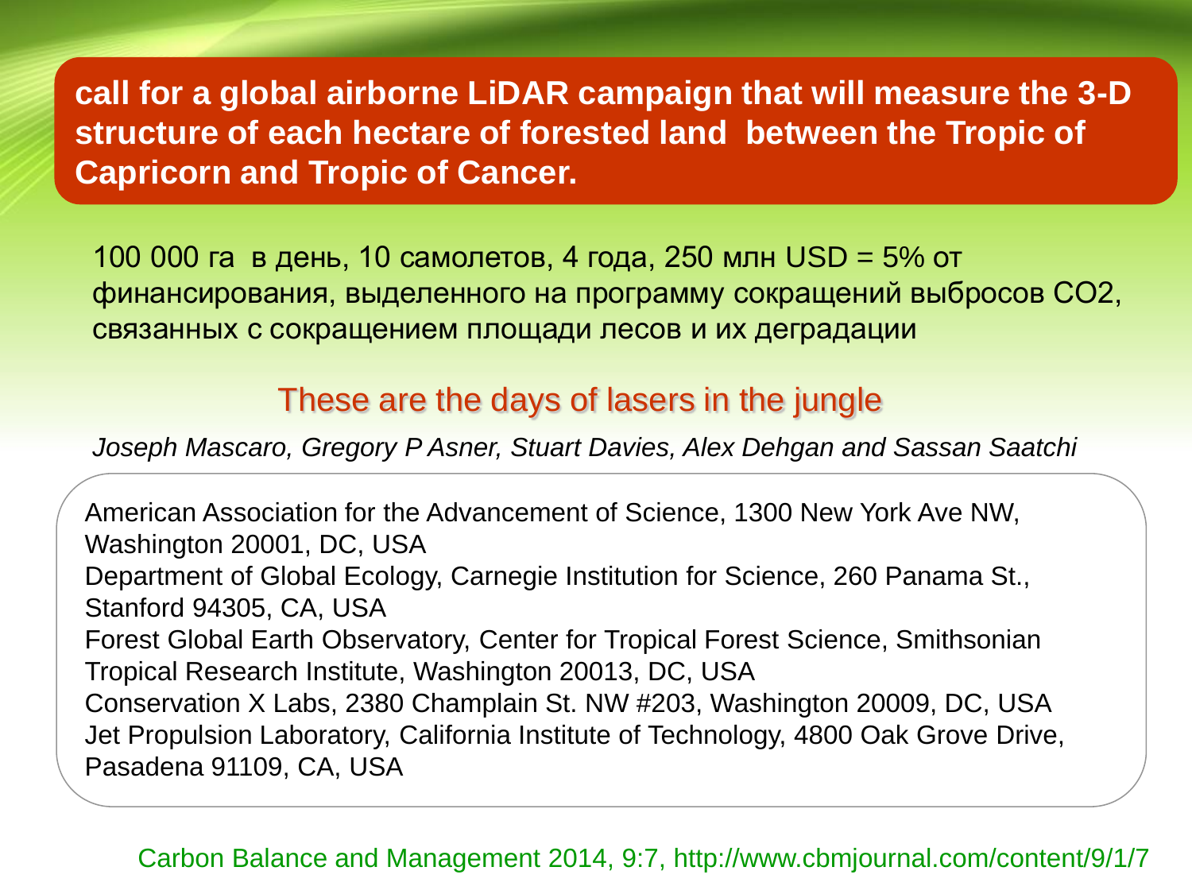**call for a global airborne LiDAR campaign that will measure the 3-D structure of each hectare of forested land between the Tropic of Capricorn and Tropic of Cancer.**

100 000 га в день, 10 самолетов, 4 года, 250 млн USD = 5% от финансирования, выделенного на программу сокращений выбросов $CO_2$, связанных с сокращением площади лесов и их деградации

## These are the days of lasers in the jungle

*Joseph Mascaro, Gregory P Asner, Stuart Davies, Alex Dehgan and Sassan Saatchi*

American Association for the Advancement of Science, 1300 New York Ave NW, Washington 20001, DC, USA
Department of Global Ecology, Carnegie Institution for Science, 260 Panama St., Stanford 94305, CA, USA
Forest Global Earth Observatory, Center for Tropical Forest Science, Smithsonian Tropical Research Institute, Washington 20013, DC, USA
Conservation X Labs, 2380 Champlain St. NW #203, Washington 20009, DC, USA
Jet Propulsion Laboratory, California Institute of Technology, 4800 Oak Grove Drive, Pasadena 91109, CA, USA

Carbon Balance and Management 2014, 9:7, http://www.cbmjournal.com/content/9/1/7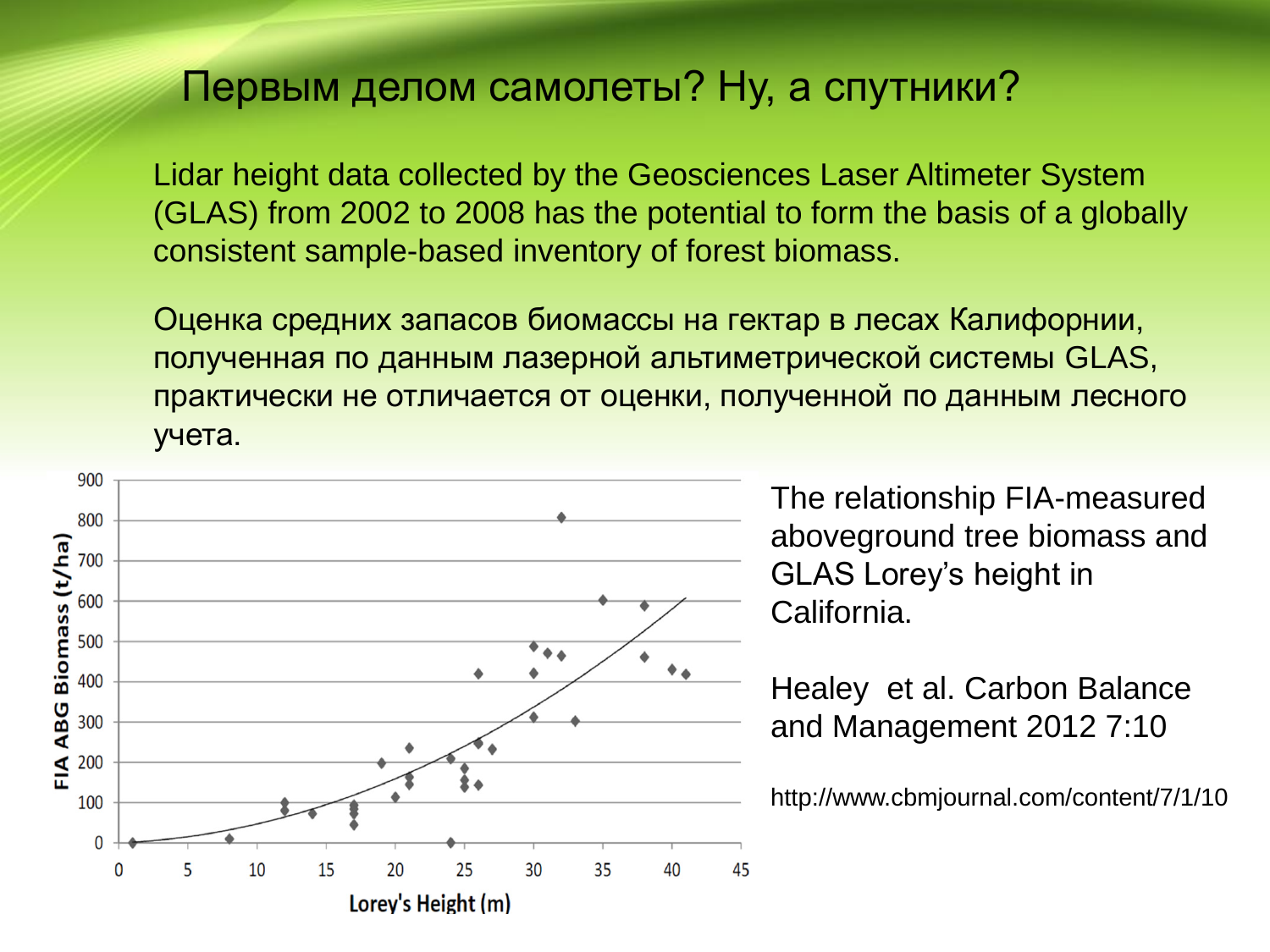# Первым делом самолеты? Ну, а спутники?

Lidar height data collected by the Geosciences Laser Altimeter System (GLAS) from 2002 to 2008 has the potential to form the basis of a globally consistent sample-based inventory of forest biomass.

Оценка средних запасов биомассы на гектар в лесах Калифорнии, полученная по данным лазерной альтиметрической системы GLAS, практически не отличается от оценки, полученной по данным лесного учета.

The relationship FIA-measured aboveground tree biomass and GLAS Lorey's height in California.

Healey et al. Carbon Balance and Management 2012 7:10

http://www.cbmjournal.com/content/7/1/10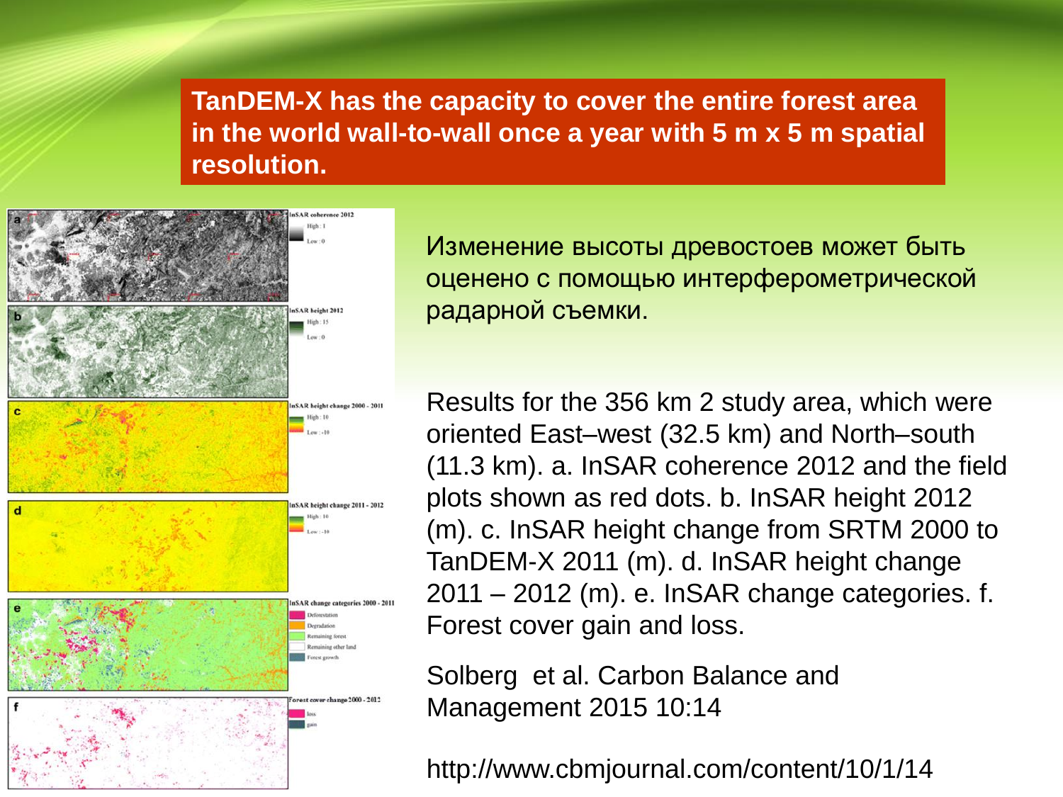**TanDEM-X has the capacity to cover the entire forest area in the world wall-to-wall once a year with 5 m x 5 m spatial resolution.**

Изменение высоты древостоев может быть оценено с помощью интерферометрической радарной съемки.

Results for the 356 km 2 study area, which were oriented East–west (32.5 km) and North–south (11.3 km). a. InSAR coherence 2012 and the field plots shown as red dots. b. InSAR height 2012 (m). c. InSAR height change from SRTM 2000 to TanDEM-X 2011 (m). d. InSAR height change 2011 – 2012 (m). e. InSAR change categories. f. Forest cover gain and loss.

Solberg et al. Carbon Balance and Management 2015 10:14

http://www.cbmjournal.com/content/10/1/14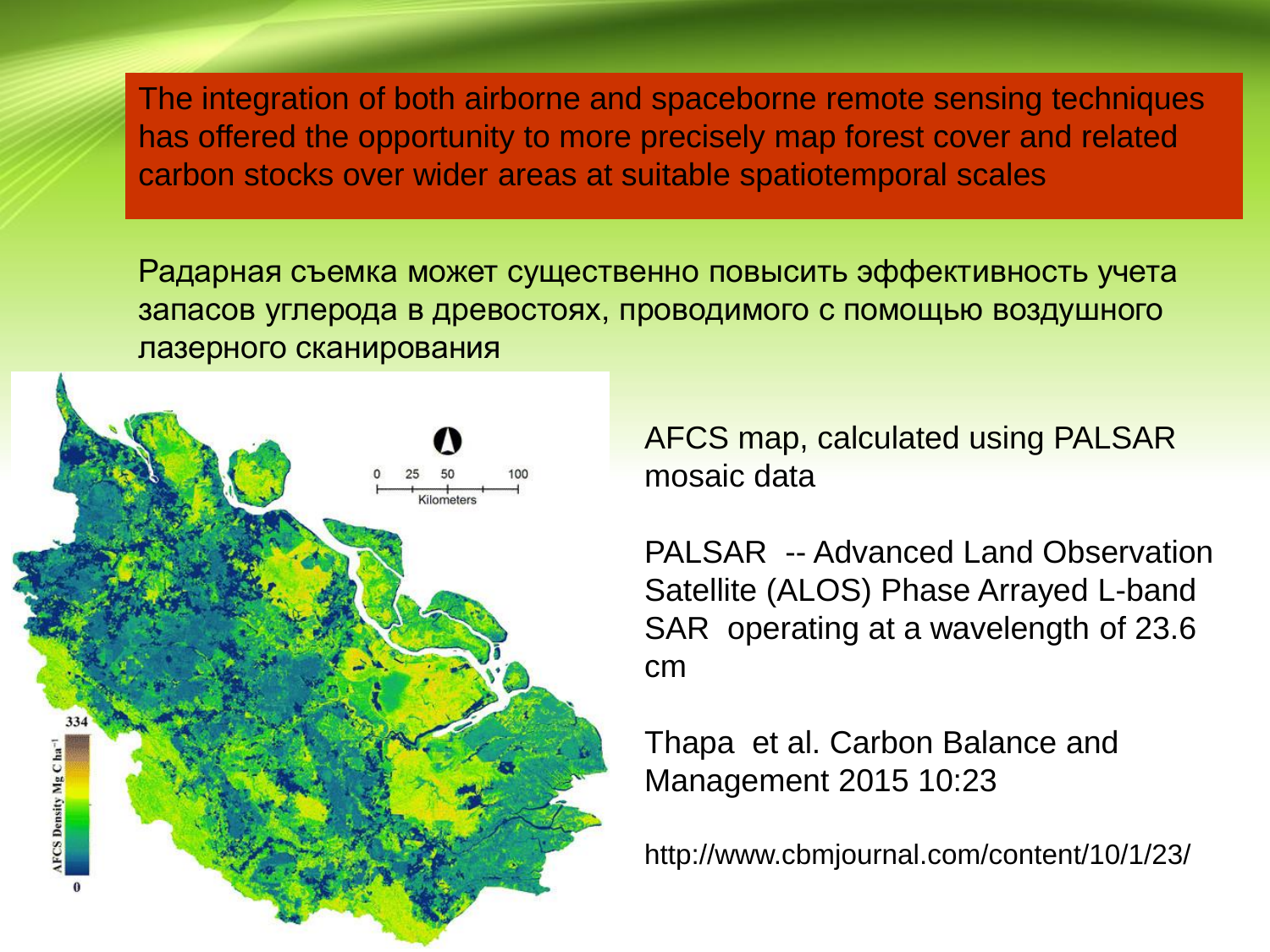The integration of both airborne and spaceborne remote sensing techniques has offered the opportunity to more precisely map forest cover and related carbon stocks over wider areas at suitable spatiotemporal scales

Радарная съемка может существенно повысить эффективность учета запасов углерода в древостоях, проводимого с помощью воздушного лазерного сканирования

AFCS map, calculated using PALSAR mosaic data

PALSAR -- Advanced Land Observation Satellite (ALOS) Phase Arrayed L-band SAR operating at a wavelength of 23.6 cm

Thapa et al. Carbon Balance and Management 2015 10:23

http://www.cbmjournal.com/content/10/1/23/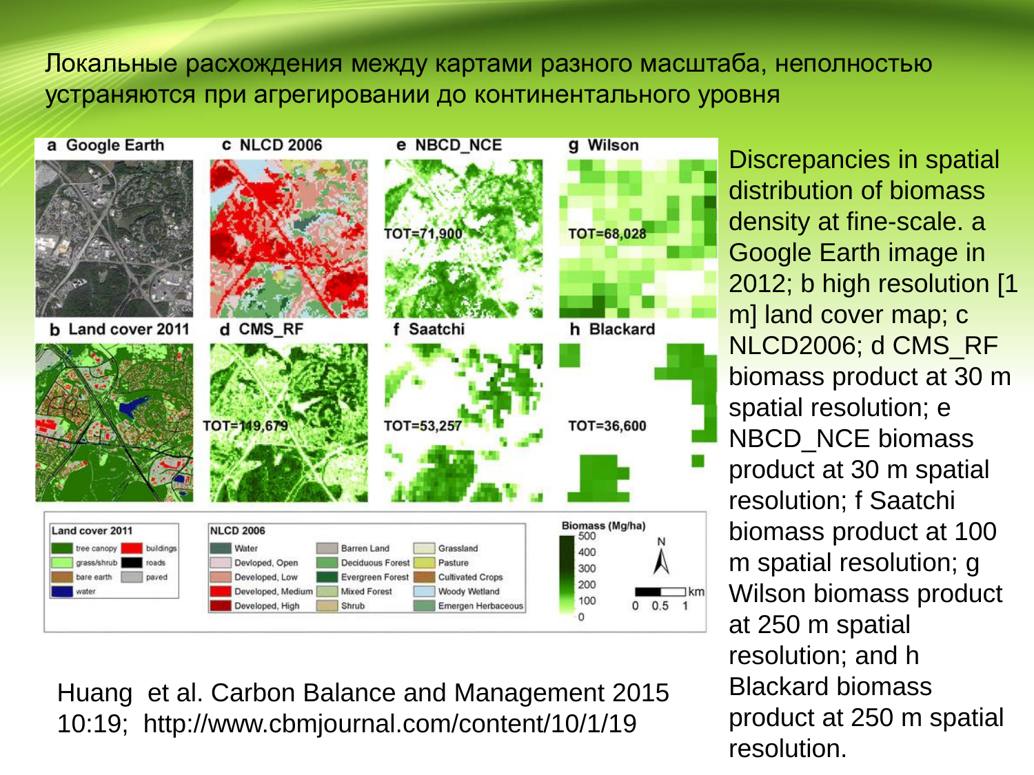Локальные расхождения между картами разного масштаба, неполностью устраняются при агрегировании до континентального уровня

a Google Earth

c NLCD 2006

e NBCD_NCE

TOT=71,900

g Wilson

TOT=68,028

b Land cover 2011

d CMS_RF

TOT=119,679

f Saatchi

TOT=53,257

h Blackard

TOT=36,600

Land cover 2011

tree canopy | buildings | grass/shrub | roads | bare earth | paved | water

NLCD 2006

Water | Devloped, Open | Developed, Low | Developed, Medium | Developed, High | Barren Land | Deciduous Forest | Evergreen Forest | Mixed Forest | Shrub | Grassland | Pasture | Cultivated Crops | Woody Wetland | Emergen Herbaceous

Biomass (Mg/ha)

500 400 300 200 100 0

N

0 0.5 1 km

Discrepancies in spatial distribution of biomass density at fine-scale. a Google Earth image in 2012; b high resolution [1 m] land cover map; c NLCD2006; d CMS_RF biomass product at 30 m spatial resolution; e NBCD_NCE biomass product at 30 m spatial resolution; f Saatchi biomass product at 100 m spatial resolution; g Wilson biomass product at 250 m spatial resolution; and h Blackard biomass product at 250 m spatial resolution.

Huang et al. Carbon Balance and Management 2015 10:19; http://www.cbmjournal.com/content/10/1/19